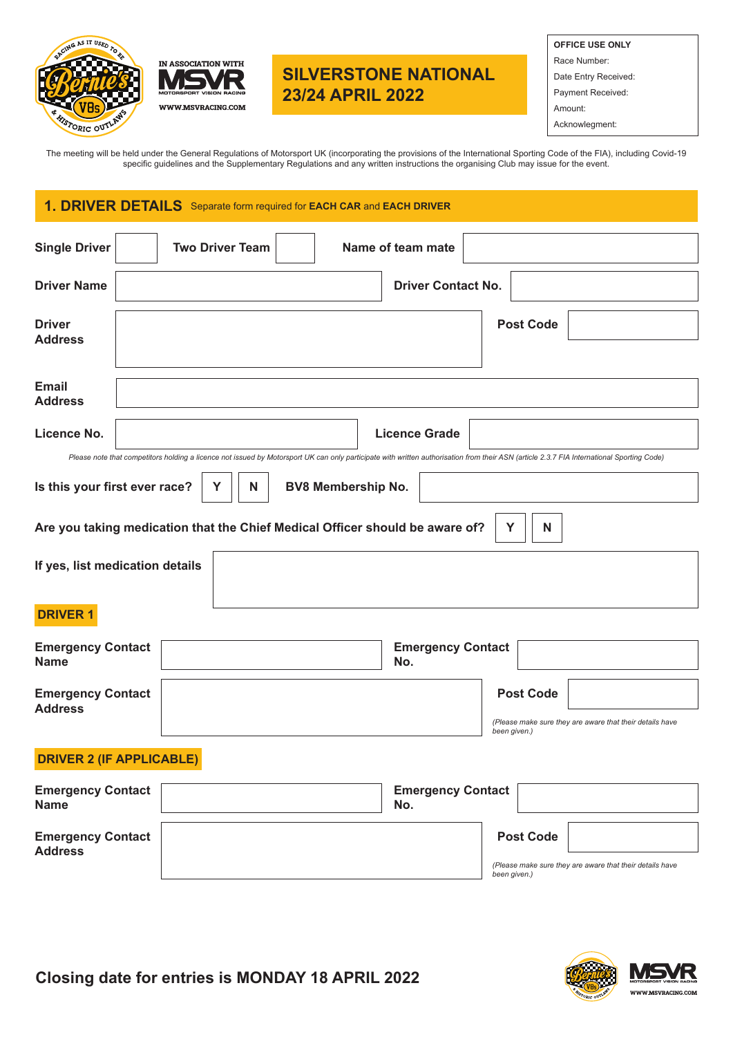IN ASSOCIATION WITH MSVR MOTORSPORT VISION RACING WWW.MSVRACING.COM

# SILVERSTONE NATIONAL 23/24 APRIL 2022

| OFFICE USE ONLY |
|---|
| Race Number: |
| Date Entry Received: |
| Payment Received: |
| Amount: |
| Acknowledgment: |

The meeting will be held under the General Regulations of Motorsport UK (incorporating the provisions of the International Sporting Code of the FIA), including Covid-19 specific guidelines and the Supplementary Regulations and any written instructions the organising Club may issue for the event.

## 1. DRIVER DETAILS

Separate form required for **EACH CAR** and **EACH DRIVER**

**Single Driver** ☐ **Two Driver Team** ☐ **Name of team mate** ______

**Driver Name** ______ **Driver Contact No.** ______

**Driver Address** ______ **Post Code** ______

**Email Address** ______

**Licence No.** ______ **Licence Grade** ______

*Please note that competitors holding a licence not issued by Motorsport UK can only participate with written authorisation from their ASN (article 2.3.7 FIA International Sporting Code)*

**Is this your first ever race?** Y / N **BV8 Membership No.** ______

**Are you taking medication that the Chief Medical Officer should be aware of?** Y / N

**If yes, list medication details** ______

### DRIVER 1

**Emergency Contact Name** ______ **Emergency Contact No.** ______

**Emergency Contact Address** ______ **Post Code** ______

*(Please make sure they are aware that their details have been given.)*

### DRIVER 2 (IF APPLICABLE)

**Emergency Contact Name** ______ **Emergency Contact No.** ______

**Emergency Contact Address** ______ **Post Code** ______

*(Please make sure they are aware that their details have been given.)*

**Closing date for entries is MONDAY 18 APRIL 2022**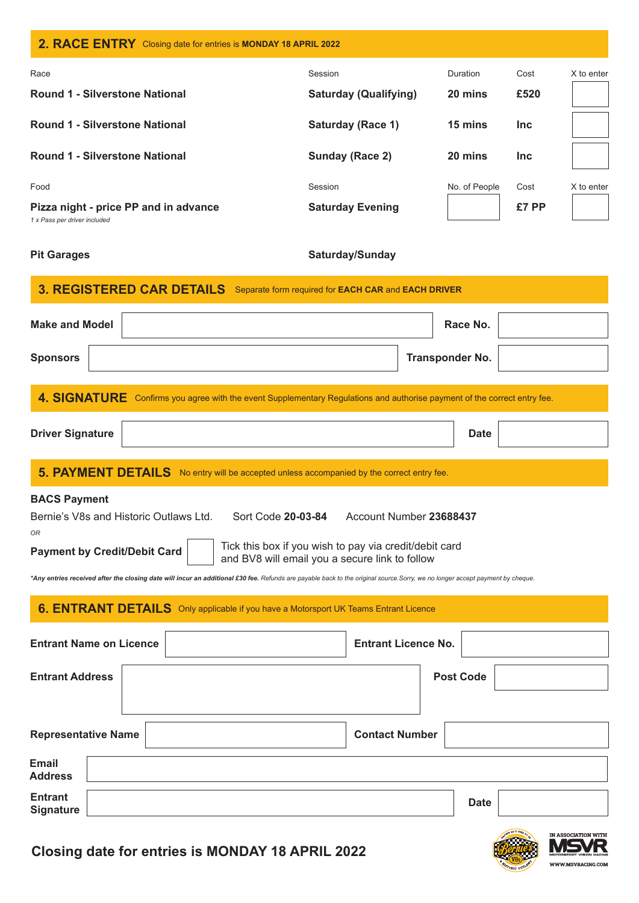## 2. RACE ENTRY Closing date for entries is **MONDAY 18 APRIL 2022**

| Race | Session | Duration | Cost | X to enter |
|---|---|---|---|---|
| **Round 1 - Silverstone National** | **Saturday (Qualifying)** | **20 mins** | **£520** | |
| **Round 1 - Silverstone National** | **Saturday (Race 1)** | **15 mins** | **Inc** | |
| **Round 1 - Silverstone National** | **Sunday (Race 2)** | **20 mins** | **Inc** | |

| Food | Session | No. of People | Cost | X to enter |
|---|---|---|---|---|
| **Pizza night - price PP and in advance** *1 x Pass per driver included* | **Saturday Evening** | | **£7 PP** | |

**Pit Garages** **Saturday/Sunday**

## 3. REGISTERED CAR DETAILS Separate form required for **EACH CAR** and **EACH DRIVER**

| | | | |
|---|---|---|---|
| **Make and Model** | | **Race No.** | |
| **Sponsors** | | **Transponder No.** | |

## 4. SIGNATURE Confirms you agree with the event Supplementary Regulations and authorise payment of the correct entry fee.

| | | | |
|---|---|---|---|
| **Driver Signature** | | **Date** | |

## 5. PAYMENT DETAILS No entry will be accepted unless accompanied by the correct entry fee.

**BACS Payment**

Bernie's V8s and Historic Outlaws Ltd. Sort Code **20-03-84** Account Number **23688437**

*OR*

**Payment by Credit/Debit Card** ☐ Tick this box if you wish to pay via credit/debit card and BV8 will email you a secure link to follow

***Any entries received after the closing date will incur an additional £30 fee.** Refunds are payable back to the original source.Sorry, we no longer accept payment by cheque.*

## 6. ENTRANT DETAILS Only applicable if you have a Motorsport UK Teams Entrant Licence

| | | | |
|---|---|---|---|
| **Entrant Name on Licence** | | **Entrant Licence No.** | |
| **Entrant Address** | | **Post Code** | |
| **Representative Name** | | **Contact Number** | |
| **Email Address** | | | |
| **Entrant Signature** | | **Date** | |

**Closing date for entries is MONDAY 18 APRIL 2022**

IN ASSOCIATION WITH MSVR MOTORSPORT VISION RACING WWW.MSVRACING.COM